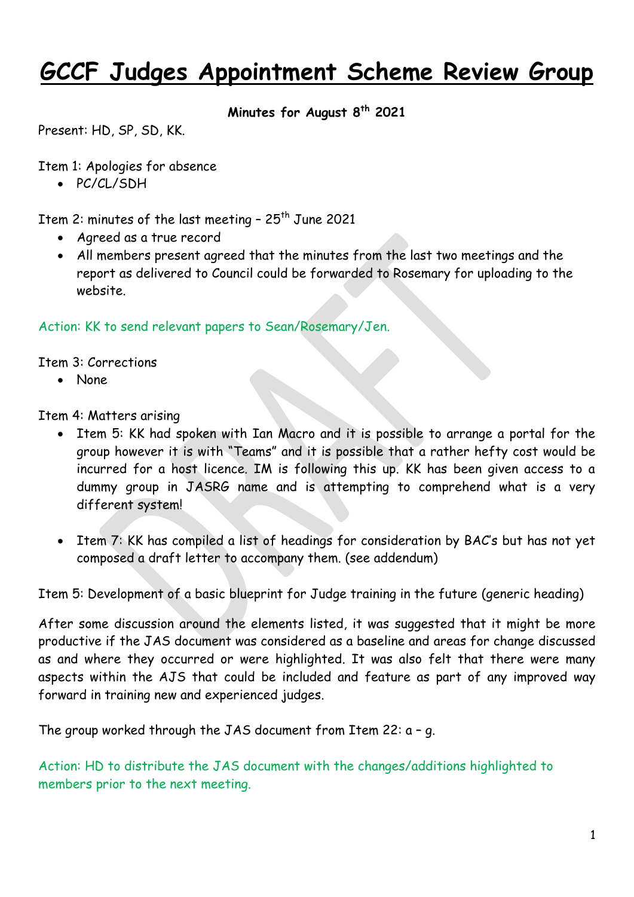# GCCF Judges Appointment Scheme Review Group

**Minutes for August 8th 2021**

Present: HD, SP, SD, KK.

Item 1: Apologies for absence

- PC/CL/SDH

Item 2: minutes of the last meeting – 25th June 2021

- Agreed as a true record
- All members present agreed that the minutes from the last two meetings and the report as delivered to Council could be forwarded to Rosemary for uploading to the website.

Action: KK to send relevant papers to Sean/Rosemary/Jen.

Item 3: Corrections

- None

Item 4: Matters arising

- Item 5: KK had spoken with Ian Macro and it is possible to arrange a portal for the group however it is with "Teams" and it is possible that a rather hefty cost would be incurred for a host licence. IM is following this up. KK has been given access to a dummy group in JASRG name and is attempting to comprehend what is a very different system!

- Item 7: KK has compiled a list of headings for consideration by BAC's but has not yet composed a draft letter to accompany them. (see addendum)

Item 5: Development of a basic blueprint for Judge training in the future (generic heading)

After some discussion around the elements listed, it was suggested that it might be more productive if the JAS document was considered as a baseline and areas for change discussed as and where they occurred or were highlighted. It was also felt that there were many aspects within the AJS that could be included and feature as part of any improved way forward in training new and experienced judges.

The group worked through the JAS document from Item 22: a – g.

Action: HD to distribute the JAS document with the changes/additions highlighted to members prior to the next meeting.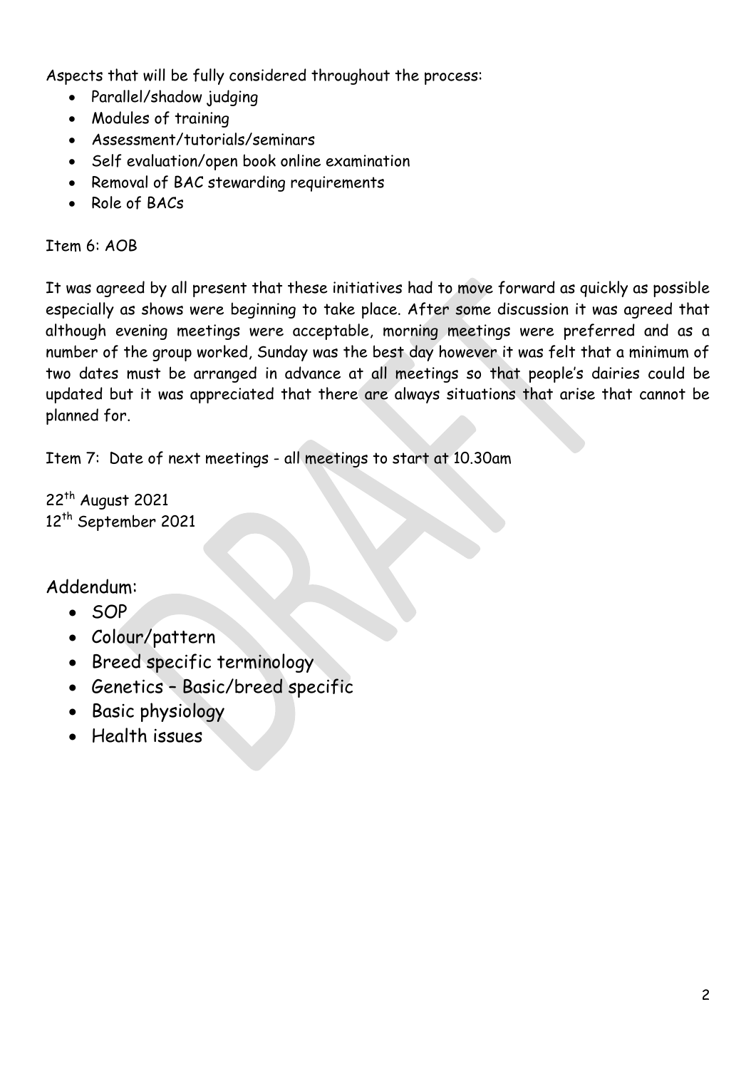Aspects that will be fully considered throughout the process:

- Parallel/shadow judging
- Modules of training
- Assessment/tutorials/seminars
- Self evaluation/open book online examination
- Removal of BAC stewarding requirements
- Role of BACs

Item 6: AOB

It was agreed by all present that these initiatives had to move forward as quickly as possible especially as shows were beginning to take place. After some discussion it was agreed that although evening meetings were acceptable, morning meetings were preferred and as a number of the group worked, Sunday was the best day however it was felt that a minimum of two dates must be arranged in advance at all meetings so that people's dairies could be updated but it was appreciated that there are always situations that arise that cannot be planned for.

Item 7: Date of next meetings - all meetings to start at 10.30am

22th August 2021
12th September 2021

## Addendum:

- SOP
- Colour/pattern
- Breed specific terminology
- Genetics – Basic/breed specific
- Basic physiology
- Health issues